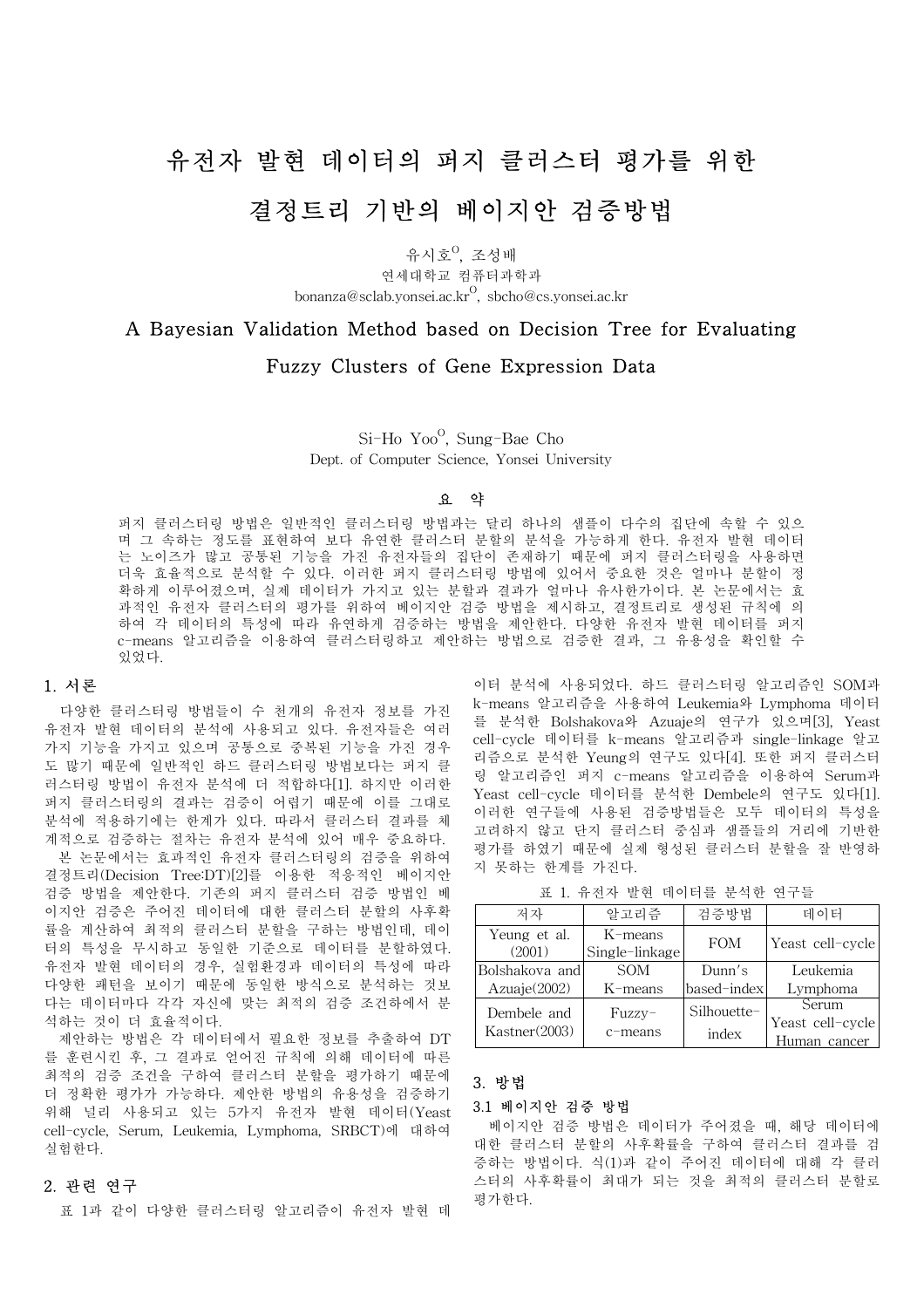# 유전자 발현 데이터의 퍼지 클러스터 평가를 위한 결정트리 기반의 베이지안 검증방법

유시호[O], 조성배

연세대학교 컴퓨터과학과

bonanza@sclab.yonsei.ac.kr[O], sbcho@cs.yonsei.ac.kr

# A Bayesian Validation Method based on Decision Tree for Evaluating Fuzzy Clusters of Gene Expression Data

Si-Ho Yoo[O], Sung-Bae Cho

Dept. of Computer Science, Yonsei University

## 요 약

퍼지 클러스터링 방법은 일반적인 클러스터링 방법과는 달리 하나의 샘플이 다수의 집단에 속할 수 있으며 그 속하는 정도를 표현하여 보다 유연한 클러스터 분할의 분석을 가능하게 한다. 유전자 발현 데이터는 노이즈가 많고 공통된 기능을 가진 유전자들의 집단이 존재하기 때문에 퍼지 클러스터링을 사용하면 더욱 효율적으로 분석할 수 있다. 이러한 퍼지 클러스터링 방법에 있어서 중요한 것은 얼마나 분할이 정확하게 이루어졌으며, 실제 데이터가 가지고 있는 분할과 결과가 얼마나 유사한가이다. 본 논문에서는 효과적인 유전자 클러스터의 평가를 위하여 베이지안 검증 방법을 제시하고, 결정트리로 생성된 규칙에 의하여 각 데이터의 특성에 따라 유연하게 검증하는 방법을 제안한다. 다양한 유전자 발현 데이터를 퍼지 c-means 알고리즘을 이용하여 클러스터링하고 제안하는 방법으로 검증한 결과, 그 유용성을 확인할 수 있었다.

## 1. 서론

다양한 클러스터링 방법들이 수 천개의 유전자 정보를 가진 유전자 발현 데이터의 분석에 사용되고 있다. 유전자들은 여러 가지 기능을 가지고 있으며 공통으로 중복된 기능을 가진 경우도 많기 때문에 일반적인 하드 클러스터링 방법보다는 퍼지 클러스터링 방법이 유전자 분석에 더 적합하다[1]. 하지만 이러한 퍼지 클러스터링의 결과는 검증이 어렵기 때문에 이를 그대로 분석에 적용하기에는 한계가 있다. 따라서 클러스터 결과를 체계적으로 검증하는 절차는 유전자 분석에 있어 매우 중요하다.

본 논문에서는 효과적인 유전자 클러스터링의 검증을 위하여 결정트리(Decision Tree:DT)[2]를 이용한 적응적인 베이지안 검증 방법을 제안한다. 기존의 퍼지 클러스터 검증 방법인 베이지안 검증은 주어진 데이터에 대한 클러스터 분할의 사후확률을 계산하여 최적의 클러스터 분할을 구하는 방법인데, 데이터의 특성을 무시하고 동일한 기준으로 데이터를 분할하였다. 유전자 발현 데이터의 경우, 실험환경과 데이터의 특성에 따라 다양한 패턴을 보이기 때문에 동일한 방식으로 분석하는 것보다는 데이터마다 각각 자신에 맞는 최적의 검증 조건하에서 분석하는 것이 더 효율적이다.

제안하는 방법은 각 데이터에서 필요한 정보를 추출하여 DT를 훈련시킨 후, 그 결과로 얻어진 규칙에 의해 데이터에 따른 최적의 검증 조건을 구하여 클러스터 분할을 평가하기 때문에 더 정확한 평가가 가능하다. 제안한 방법의 유용성을 검증하기 위해 널리 사용되고 있는 5가지 유전자 발현 데이터(Yeast cell-cycle, Serum, Leukemia, Lymphoma, SRBCT)에 대하여 실험한다.

## 2. 관련 연구

표 1과 같이 다양한 클러스터링 알고리즘이 유전자 발현 데이터 분석에 사용되었다. 하드 클러스터링 알고리즘인 SOM과 k-means 알고리즘을 사용하여 Leukemia와 Lymphoma 데이터를 분석한 Bolshakova와 Azuaje의 연구가 있으며[3], Yeast cell-cycle 데이터를 k-means 알고리즘과 single-linkage 알고리즘으로 분석한 Yeung의 연구도 있다[4]. 또한 퍼지 클러스터링 알고리즘인 퍼지 c-means 알고리즘을 이용하여 Serum과 Yeast cell-cycle 데이터를 분석한 Dembele의 연구도 있다[1]. 이러한 연구들에 사용된 검증방법들은 모두 데이터의 특성을 고려하지 않고 단지 클러스터 중심과 샘플들의 거리에 기반한 평가를 하였기 때문에 실제 형성된 클러스터 분할을 잘 반영하지 못하는 한계를 가진다.

표 1. 유전자 발현 데이터를 분석한 연구들

| 저자 | 알고리즘 | 검증방법 | 데이터 |
|---|---|---|---|
| Yeung et al. (2001) | K-means Single-linkage | FOM | Yeast cell-cycle |
| Bolshakova and Azuaje(2002) | SOM K-means | Dunn's based-index | Leukemia Lymphoma |
| Dembele and Kastner(2003) | Fuzzy-c-means | Silhouette-index | Serum Yeast cell-cycle Human cancer |

## 3. 방법

### 3.1 베이지안 검증 방법

베이지안 검증 방법은 데이터가 주어졌을 때, 해당 데이터에 대한 클러스터 분할의 사후확률을 구하여 클러스터 결과를 검증하는 방법이다. 식(1)과 같이 주어진 데이터에 대해 각 클러스터의 사후확률이 최대가 되는 것을 최적의 클러스터 분할로 평가한다.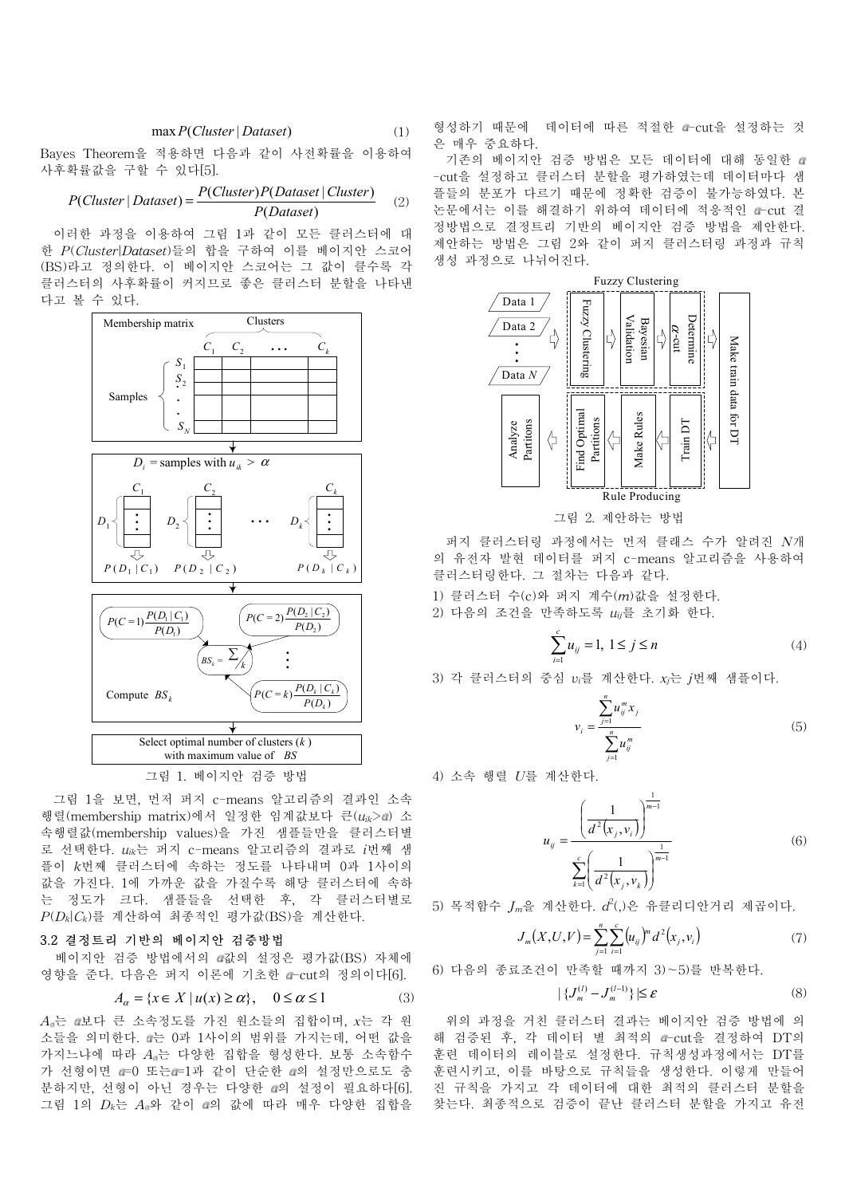$$\max P(Cluster \mid Dataset) \tag{1}$$

Bayes Theorem을 적용하면 다음과 같이 사전확률을 이용하여 사후확률값을 구할 수 있다[5].

$$P(Cluster \mid Dataset) = \frac{P(Cluster)P(Dataset \mid Cluster)}{P(Dataset)} \tag{2}$$

이러한 과정을 이용하여 그림 1과 같이 모든 클러스터에 대한 $P(Cluster|Dataset)$들의 합을 구하여 이를 베이지안 스코어(BS)라고 정의한다. 이 베이지안 스코어는 그 값이 클수록 각 클러스터의 사후확률이 커지므로 좋은 클러스터 분할을 나타낸다고 볼 수 있다.

그림 1. 베이지안 검증 방법

그림 1을 보면, 먼저 퍼지 c-means 알고리즘의 결과인 소속행렬(membership matrix)에서 일정한 임계값보다 큰($u_{ik}>\alpha$) 소속행렬값(membership values)을 가진 샘플들만을 클러스터별로 선택한다. $u_{ik}$는 퍼지 c-means 알고리즘의 결과로 $i$번째 샘플이 $k$번째 클러스터에 속하는 정도를 나타내며 0과 1사이의 값을 가진다. 1에 가까운 값을 가질수록 해당 클러스터에 속하는 정도가 크다. 샘플들을 선택한 후, 각 클러스터별로 $P(D_k|C_k)$를 계산하여 최종적인 평가값(BS)을 계산한다.

### 3.2 결정트리 기반의 베이지안 검증방법

베이지안 검증 방법에서의 $\alpha$값의 설정은 평가값(BS) 자체에 영향을 준다. 다음은 퍼지 이론에 기초한 $\alpha$-cut의 정의이다[6].

$$A_\alpha = \{x \in X \mid u(x) \geq \alpha\}, \quad 0 \leq \alpha \leq 1 \tag{3}$$

$A_\alpha$는 $\alpha$보다 큰 소속정도를 가진 원소들의 집합이며, $x$는 각 원소들을 의미한다. $\alpha$는 0과 1사이의 범위를 가지는데, 어떤 값을 가지느냐에 따라 $A_\alpha$는 다양한 집합을 형성한다. 보통 소속함수가 선형이면 $\alpha$=0 또는$\alpha$=1과 같이 단순한 $\alpha$의 설정만으로도 충분하지만, 선형이 아닌 경우는 다양한 $\alpha$의 설정이 필요하다[6]. 그림 1의 $D_k$는 $A_\alpha$와 같이 $\alpha$의 값에 따라 매우 다양한 집합을 형성하기 때문에 데이터에 따른 적절한 $\alpha$-cut을 설정하는 것은 매우 중요하다.

기존의 베이지안 검증 방법은 모든 데이터에 대해 동일한 $\alpha$-cut을 설정하고 클러스터 분할을 평가하였는데 데이터마다 샘플들의 분포가 다르기 때문에 정확한 검증이 불가능하였다. 본 논문에서는 이를 해결하기 위하여 데이터에 적응적인 $\alpha$-cut 결정방법으로 결정트리 기반의 베이지안 검증 방법을 제안한다. 제안하는 방법은 그림 2와 같이 퍼지 클러스터링 과정과 규칙 생성 과정으로 나뉘어진다.

그림 2. 제안하는 방법

퍼지 클러스터링 과정에서는 먼저 클래스 수가 알려진 $N$개의 유전자 발현 데이터를 퍼지 c-means 알고리즘을 사용하여 클러스터링한다. 그 절차는 다음과 같다.

1) 클러스터 수(c)와 퍼지 계수($m$)값을 설정한다.

2) 다음의 조건을 만족하도록 $u_{ij}$를 초기화 한다.

$$\sum_{i=1}^{c} u_{ij} = 1, \; 1 \leq j \leq n \tag{4}$$

3) 각 클러스터의 중심 $v_i$를 계산한다. $x_j$는 $j$번째 샘플이다.

$$v_i = \frac{\sum_{j=1}^{n} u_{ij}^m x_j}{\sum_{j=1}^{n} u_{ij}^m} \tag{5}$$

4) 소속 행렬 $U$를 계산한다.

$$u_{ij} = \frac{\left(\frac{1}{d^2(x_j, v_i)}\right)^{\frac{1}{m-1}}}{\sum_{k=1}^{c}\left(\frac{1}{d^2(x_j, v_k)}\right)^{\frac{1}{m-1}}} \tag{6}$$

5) 목적함수 $J_m$을 계산한다. $d^2(,)$은 유클리디안거리 제곱이다.

$$J_m(X,U,V) = \sum_{j=1}^{n}\sum_{i=1}^{c}(u_{ij})^m d^2(x_j, v_i) \tag{7}$$

6) 다음의 종료조건이 만족할 때까지 3)~5)를 반복한다.

$$|\{J_m^{(l)} - J_m^{(l-1)}\}| \leq \varepsilon \tag{8}$$

위의 과정을 거친 클러스터 결과는 베이지안 검증 방법에 의해 검증된 후, 각 데이터 별 최적의 $\alpha$-cut을 결정하여 DT의 훈련 데이터의 레이블로 설정한다. 규칙생성과정에서는 DT를 훈련시키고, 이를 바탕으로 규칙들을 생성한다. 이렇게 만들어진 규칙을 가지고 각 데이터에 대한 최적의 클러스터 분할을 찾는다. 최종적으로 검증이 끝난 클러스터 분할을 가지고 유전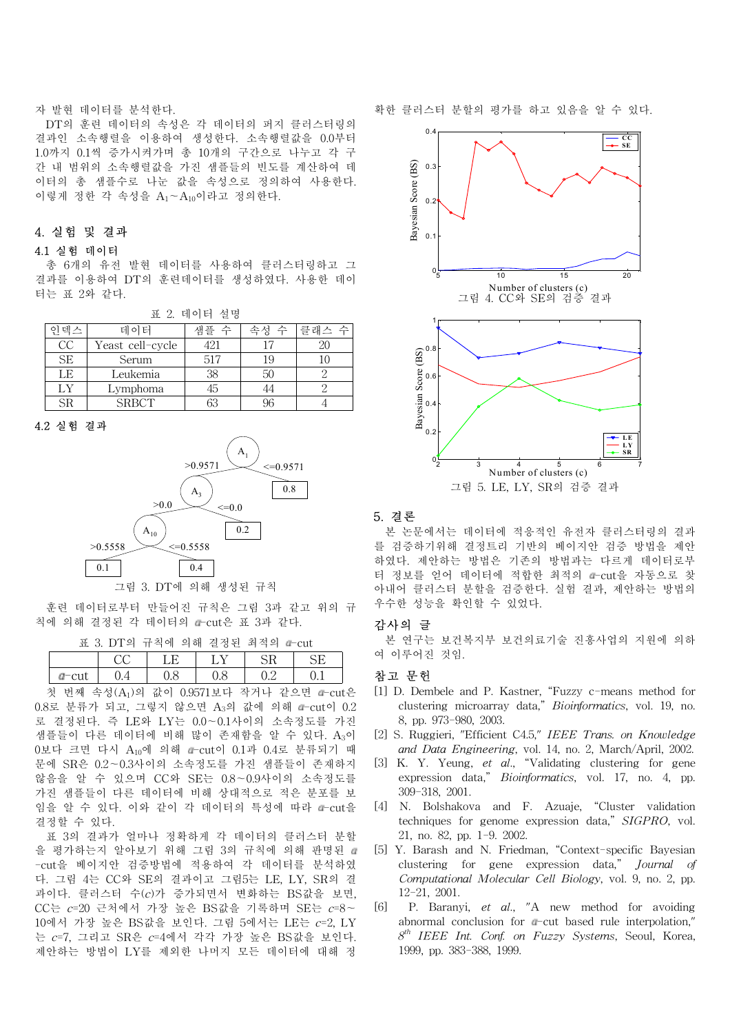자 발현 데이터를 분석한다.

DT의 훈련 데이터의 속성은 각 데이터의 퍼지 클러스터링의 결과인 소속행렬을 이용하여 생성한다. 소속행렬값을 0.0부터 1.0까지 0.1씩 증가시켜가며 총 10개의 구간으로 나누고 각 구간 내 범위의 소속행렬값을 가진 샘플들의 빈도를 계산하여 데이터의 총 샘플수로 나눈 값을 속성으로 정의하여 사용한다. 이렇게 정한 각 속성을 $A_1 \sim A_{10}$이라고 정의한다.

## 4. 실험 및 결과

### 4.1 실험 데이터

총 6개의 유전 발현 데이터를 사용하여 클러스터링하고 그 결과를 이용하여 DT의 훈련데이터를 생성하였다. 사용한 데이터는 표 2와 같다.

표 2. 데이터 설명

| 인덱스 | 데이터 | 샘플 수 | 속성 수 | 클래스 수 |
|---|---|---|---|---|
| CC | Yeast cell-cycle | 421 | 17 | 20 |
| SE | Serum | 517 | 19 | 10 |
| LE | Leukemia | 38 | 50 | 2 |
| LY | Lymphoma | 45 | 44 | 2 |
| SR | SRBCT | 63 | 96 | 4 |

### 4.2 실험 결과

$A_1$
>0.9571
<=0.9571
0.8
$A_3$
>0.0
<=0.0
0.2
$A_{10}$
>0.5558
<=0.5558
0.1
0.4

그림 3. DT에 의해 생성된 규칙

훈련 데이터로부터 만들어진 규칙은 그림 3과 같고 위의 규칙에 의해 결정된 각 데이터의 $\alpha$-cut은 표 3과 같다.

표 3. DT의 규칙에 의해 결정된 최적의 $\alpha$-cut

| | CC | LE | LY | SR | SE |
|---|---|---|---|---|---|
| $\alpha$-cut | 0.4 | 0.8 | 0.8 | 0.2 | 0.1 |

첫 번째 속성($A_1$)의 값이 0.9571보다 작거나 같으면 $\alpha$-cut은 0.8로 분류가 되고, 그렇지 않으면 $A_3$의 값에 의해 $\alpha$-cut이 0.2로 결정된다. 즉 LE와 LY는 0.0~0.1사이의 소속정도를 가진 샘플들이 다른 데이터에 비해 많이 존재함을 알 수 있다. $A_3$이 0보다 크면 다시 $A_{10}$에 의해 $\alpha$-cut이 0.1과 0.4로 분류되기 때문에 SR은 0.2~0.3사이의 소속정도를 가진 샘플들이 존재하지 않음을 알 수 있으며 CC와 SE는 0.8~0.9사이의 소속정도를 가진 샘플들이 다른 데이터에 비해 상대적으로 적은 분포를 보임을 알 수 있다. 이와 같이 각 데이터의 특성에 따라 $\alpha$-cut을 결정할 수 있다.

표 3의 결과가 얼마나 정확하게 각 데이터의 클러스터 분할을 평가하는지 알아보기 위해 그림 3의 규칙에 의해 판명된 $\alpha$-cut을 베이지안 검증방법에 적용하여 각 데이터를 분석하였다. 그림 4는 CC와 SE의 결과이고 그림5는 LE, LY, SR의 결과이다. 클러스터 수($c$)가 증가되면서 변화하는 BS값을 보면, CC는 $c$=20 근처에서 가장 높은 BS값을 기록하며 SE는 $c$=8~10에서 가장 높은 BS값을 보인다. 그림 5에서는 LE는 $c$=2, LY는 $c$=7, 그리고 SR은 $c$=4에서 각각 가장 높은 BS값을 보인다. 제안하는 방법이 LY를 제외한 나머지 모든 데이터에 대해 정확한 클러스터 분할의 평가를 하고 있음을 알 수 있다.

Bayesian Score (BS)
0.4
0.3
0.2
0.1
0
5
10
15
20
Number of clusters (c)
CC
SE

그림 4. CC와 SE의 검증 결과

Bayesian Score (BS)
1
0.8
0.6
0.4
0.2
0
2
3
4
5
6
7
Number of clusters (c)
LE
LY
SR

그림 5. LE, LY, SR의 검증 결과

## 5. 결론

본 논문에서는 데이터에 적응적인 유전자 클러스터링의 결과를 검증하기위해 결정트리 기반의 베이지안 검증 방법을 제안하였다. 제안하는 방법은 기존의 방법과는 다르게 데이터로부터 정보를 얻어 데이터에 적합한 최적의 $\alpha$-cut을 자동으로 찾아내어 클러스터 분할을 검증한다. 실험 결과, 제안하는 방법의 우수한 성능을 확인할 수 있었다.

## 감사의 글

본 연구는 보건복지부 보건의료기술 진흥사업의 지원에 의하여 이루어진 것임.

## 참고 문헌

[1] D. Dembele and P. Kastner, “Fuzzy c-means method for clustering microarray data,” *Bioinformatics*, vol. 19, no. 8, pp. 973-980, 2003.

[2] S. Ruggieri, "Efficient C4.5," *IEEE Trans. on Knowledge and Data Engineering*, vol. 14, no. 2, March/April, 2002.

[3] K. Y. Yeung, *et al.*, “Validating clustering for gene expression data,” *Bioinformatics*, vol. 17, no. 4, pp. 309-318, 2001.

[4] N. Bolshakova and F. Azuaje, “Cluster validation techniques for genome expression data,” *SIGPRO*, vol. 21, no. 82, pp. 1-9. 2002.

[5] Y. Barash and N. Friedman, “Context-specific Bayesian clustering for gene expression data,” *Journal of Computational Molecular Cell Biology*, vol. 9, no. 2, pp. 12-21, 2001.

[6] P. Baranyi, *et al.*, "A new method for avoiding abnormal conclusion for $\alpha$-cut based rule interpolation," *8th IEEE Int. Conf. on Fuzzy Systems*, Seoul, Korea, 1999, pp. 383-388, 1999.